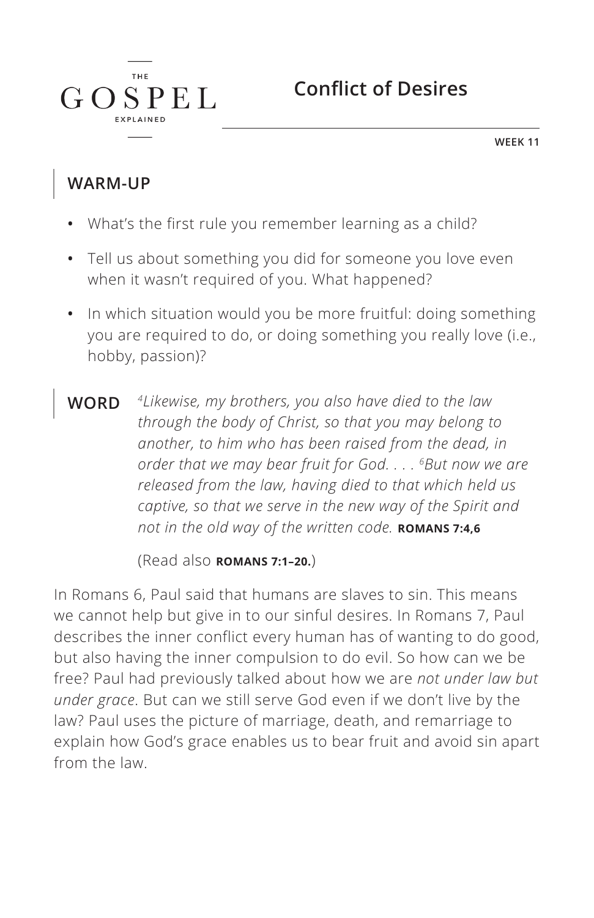THE GOSPEL EXPLAINED

# Conflict of Desires

**WEEK 11**

## WARM-UP

- What's the first rule you remember learning as a child?
- Tell us about something you did for someone you love even when it wasn't required of you. What happened?
- In which situation would you be more fruitful: doing something you are required to do, or doing something you really love (i.e., hobby, passion)?

## WORD

*[4]Likewise, my brothers, you also have died to the law through the body of Christ, so that you may belong to another, to him who has been raised from the dead, in order that we may bear fruit for God. . . . [6]But now we are released from the law, having died to that which held us captive, so that we serve in the new way of the Spirit and not in the old way of the written code.* **ROMANS 7:4,6**

(Read also **ROMANS 7:1–20.**)

In Romans 6, Paul said that humans are slaves to sin. This means we cannot help but give in to our sinful desires. In Romans 7, Paul describes the inner conflict every human has of wanting to do good, but also having the inner compulsion to do evil. So how can we be free? Paul had previously talked about how we are *not under law but under grace*. But can we still serve God even if we don't live by the law? Paul uses the picture of marriage, death, and remarriage to explain how God's grace enables us to bear fruit and avoid sin apart from the law.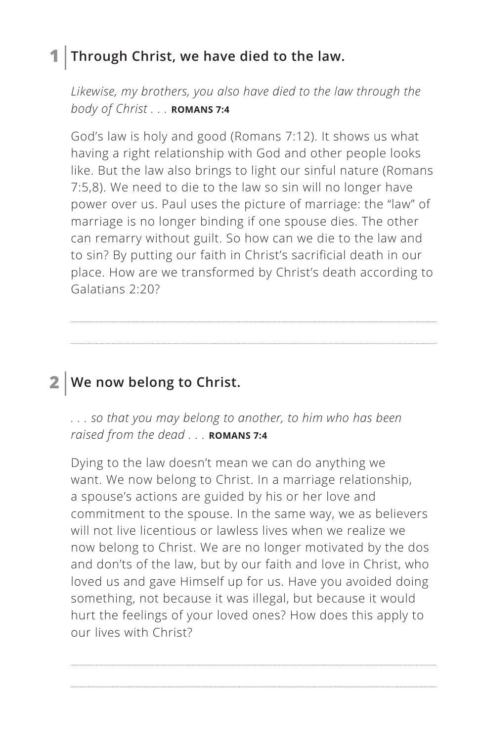## 1 | Through Christ, we have died to the law.

*Likewise, my brothers, you also have died to the law through the body of Christ . . .* **ROMANS 7:4**

God's law is holy and good (Romans 7:12). It shows us what having a right relationship with God and other people looks like. But the law also brings to light our sinful nature (Romans 7:5,8). We need to die to the law so sin will no longer have power over us. Paul uses the picture of marriage: the "law" of marriage is no longer binding if one spouse dies. The other can remarry without guilt. So how can we die to the law and to sin? By putting our faith in Christ's sacrificial death in our place. How are we transformed by Christ's death according to Galatians 2:20?

---

---

## 2 | We now belong to Christ.

*. . . so that you may belong to another, to him who has been raised from the dead . . .* **ROMANS 7:4**

Dying to the law doesn't mean we can do anything we want. We now belong to Christ. In a marriage relationship, a spouse's actions are guided by his or her love and commitment to the spouse. In the same way, we as believers will not live licentious or lawless lives when we realize we now belong to Christ. We are no longer motivated by the dos and don'ts of the law, but by our faith and love in Christ, who loved us and gave Himself up for us. Have you avoided doing something, not because it was illegal, but because it would hurt the feelings of your loved ones? How does this apply to our lives with Christ?

---

---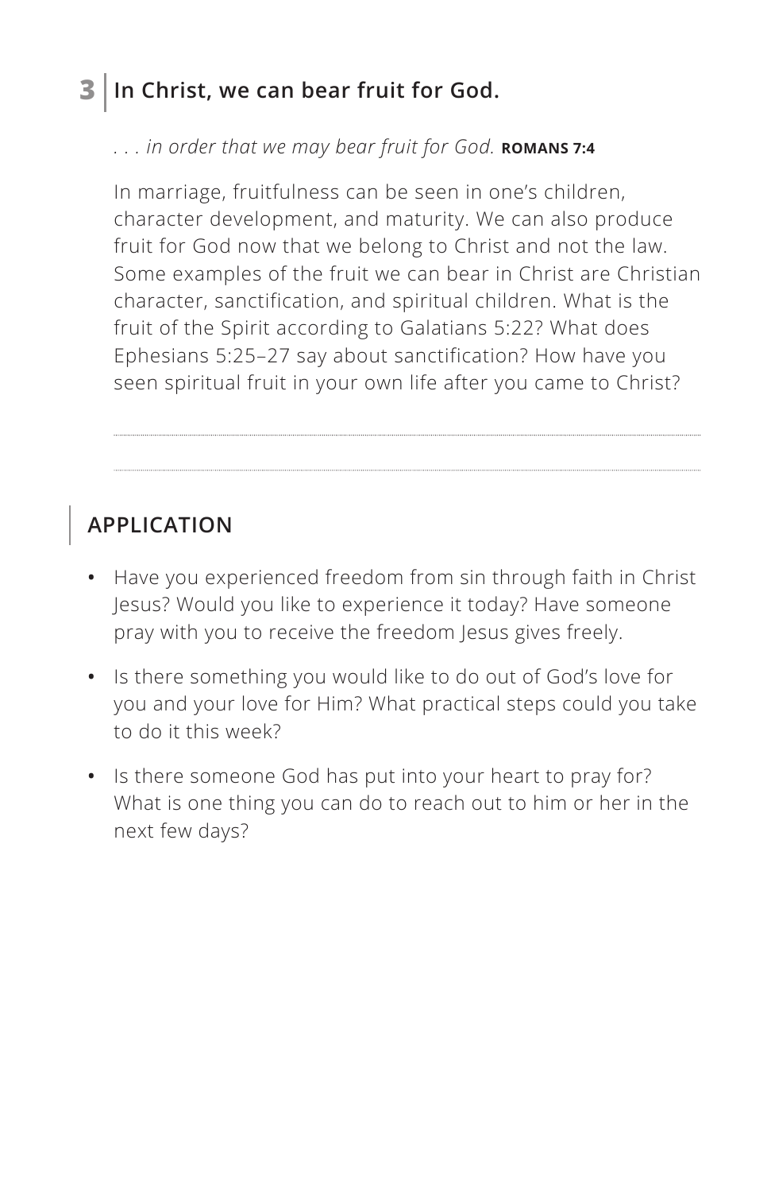## 3 In Christ, we can bear fruit for God.

*. . . in order that we may bear fruit for God.* **ROMANS 7:4**

In marriage, fruitfulness can be seen in one's children, character development, and maturity. We can also produce fruit for God now that we belong to Christ and not the law. Some examples of the fruit we can bear in Christ are Christian character, sanctification, and spiritual children. What is the fruit of the Spirit according to Galatians 5:22? What does Ephesians 5:25–27 say about sanctification? How have you seen spiritual fruit in your own life after you came to Christ?

## APPLICATION

- Have you experienced freedom from sin through faith in Christ Jesus? Would you like to experience it today? Have someone pray with you to receive the freedom Jesus gives freely.
- Is there something you would like to do out of God's love for you and your love for Him? What practical steps could you take to do it this week?
- Is there someone God has put into your heart to pray for? What is one thing you can do to reach out to him or her in the next few days?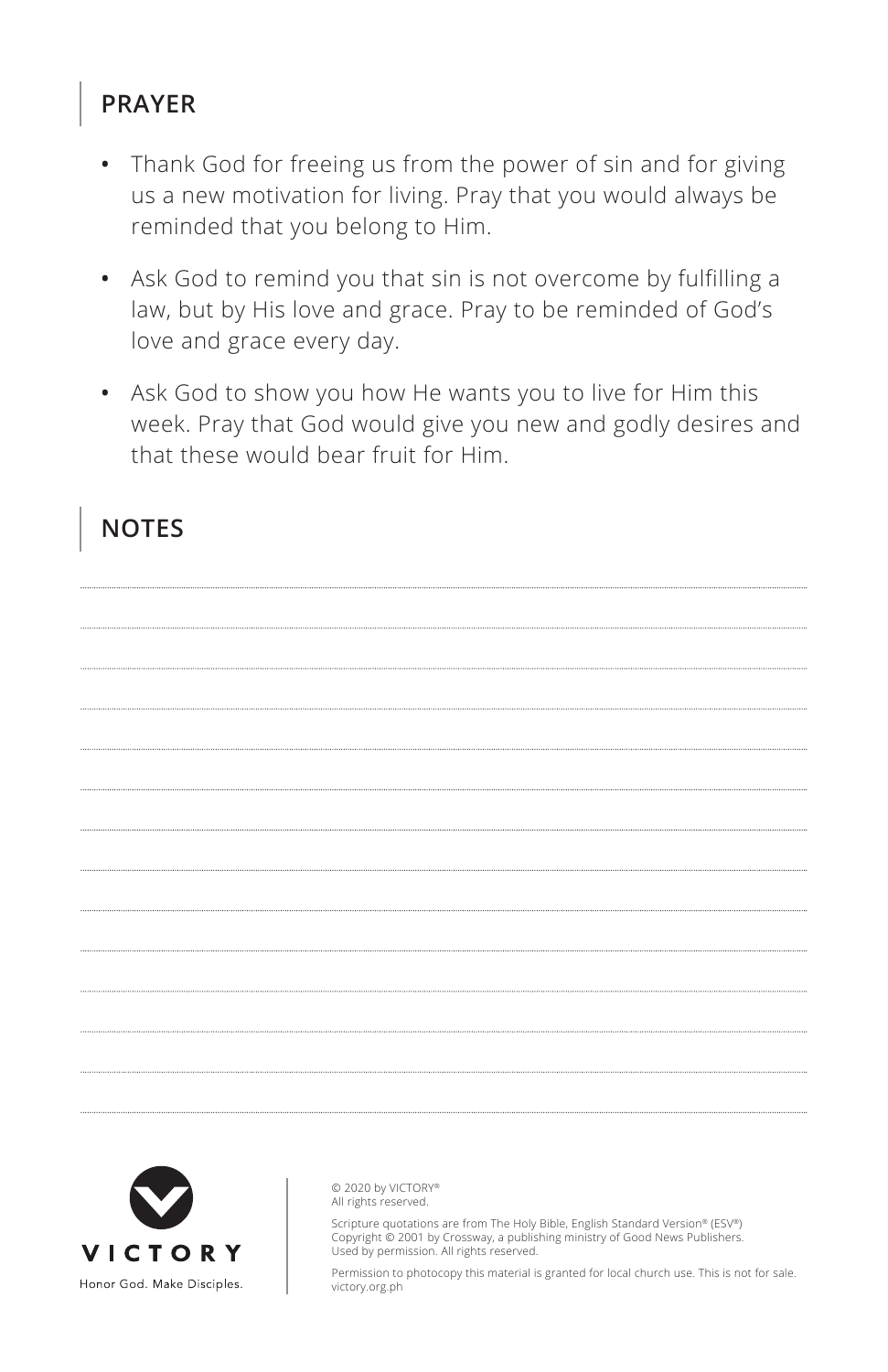## PRAYER

- Thank God for freeing us from the power of sin and for giving us a new motivation for living. Pray that you would always be reminded that you belong to Him.
- Ask God to remind you that sin is not overcome by fulfilling a law, but by His love and grace. Pray to be reminded of God's love and grace every day.
- Ask God to show you how He wants you to live for Him this week. Pray that God would give you new and godly desires and that these would bear fruit for Him.

## NOTES

VICTORY

Honor God. Make Disciples.

© 2020 by VICTORY®
All rights reserved.

Scripture quotations are from The Holy Bible, English Standard Version® (ESV®) Copyright © 2001 by Crossway, a publishing ministry of Good News Publishers. Used by permission. All rights reserved.

Permission to photocopy this material is granted for local church use. This is not for sale.
victory.org.ph